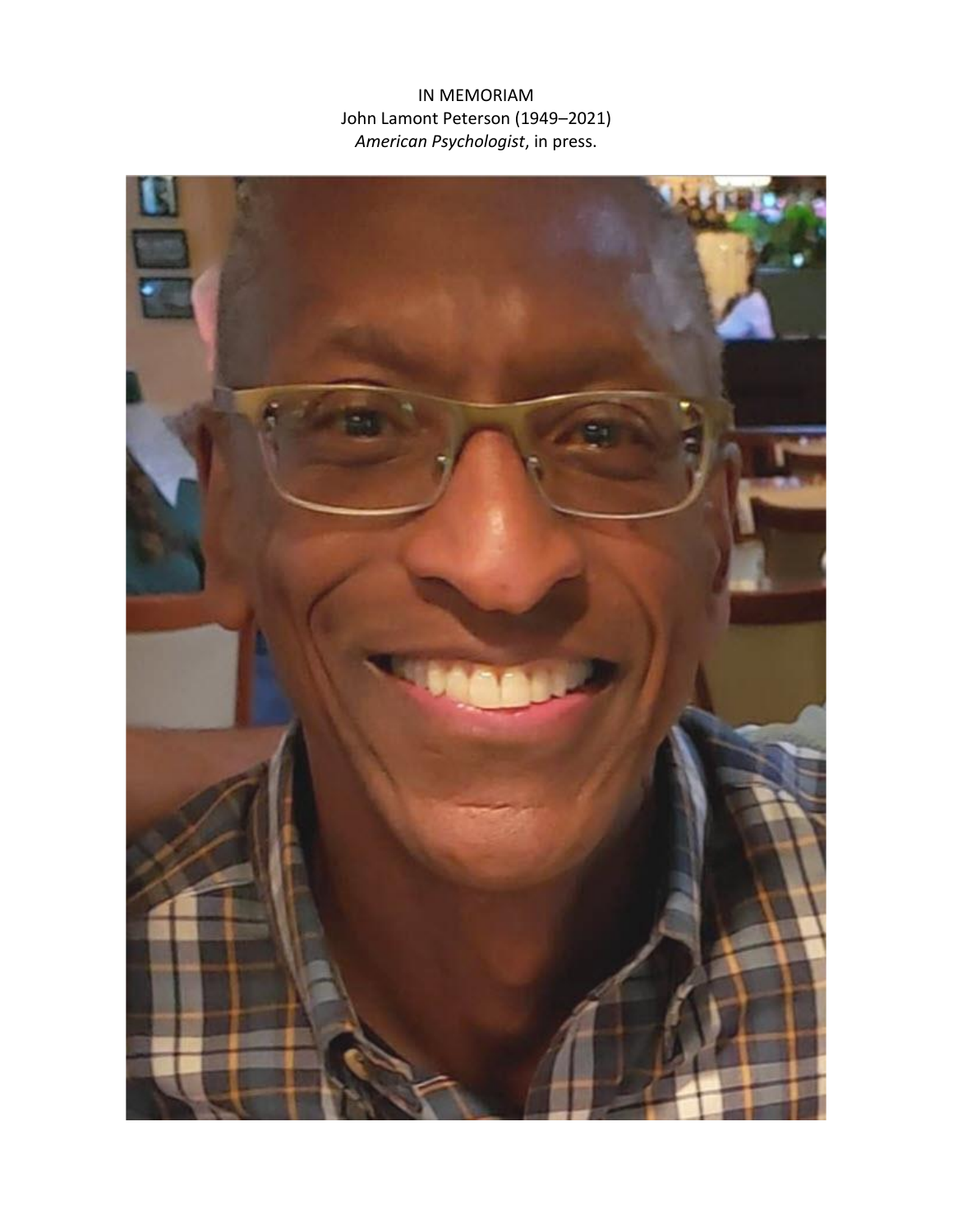IN MEMORIAM

John Lamont Peterson (1949–2021)

*American Psychologist*, in press.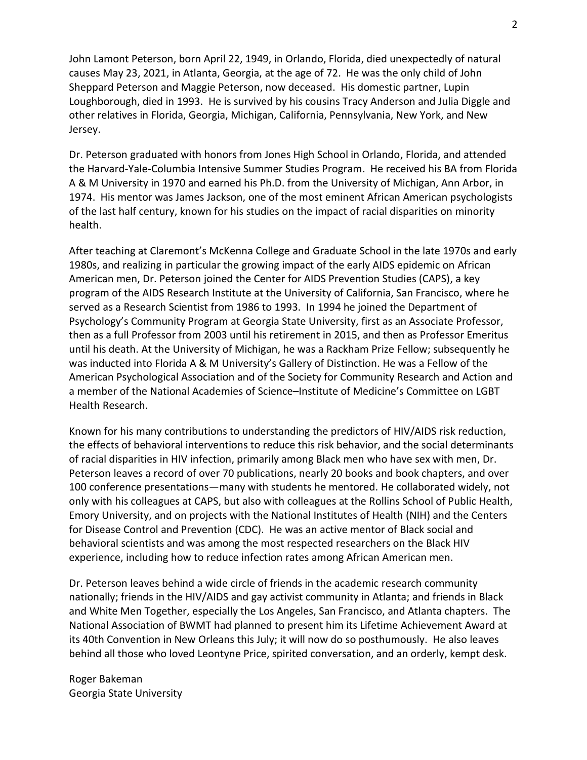John Lamont Peterson, born April 22, 1949, in Orlando, Florida, died unexpectedly of natural causes May 23, 2021, in Atlanta, Georgia, at the age of 72. He was the only child of John Sheppard Peterson and Maggie Peterson, now deceased. His domestic partner, Lupin Loughborough, died in 1993. He is survived by his cousins Tracy Anderson and Julia Diggle and other relatives in Florida, Georgia, Michigan, California, Pennsylvania, New York, and New Jersey.

Dr. Peterson graduated with honors from Jones High School in Orlando, Florida, and attended the Harvard-Yale-Columbia Intensive Summer Studies Program. He received his BA from Florida A & M University in 1970 and earned his Ph.D. from the University of Michigan, Ann Arbor, in 1974. His mentor was James Jackson, one of the most eminent African American psychologists of the last half century, known for his studies on the impact of racial disparities on minority health.

After teaching at Claremont's McKenna College and Graduate School in the late 1970s and early 1980s, and realizing in particular the growing impact of the early AIDS epidemic on African American men, Dr. Peterson joined the Center for AIDS Prevention Studies (CAPS), a key program of the AIDS Research Institute at the University of California, San Francisco, where he served as a Research Scientist from 1986 to 1993. In 1994 he joined the Department of Psychology's Community Program at Georgia State University, first as an Associate Professor, then as a full Professor from 2003 until his retirement in 2015, and then as Professor Emeritus until his death. At the University of Michigan, he was a Rackham Prize Fellow; subsequently he was inducted into Florida A & M University's Gallery of Distinction. He was a Fellow of the American Psychological Association and of the Society for Community Research and Action and a member of the National Academies of Science–Institute of Medicine's Committee on LGBT Health Research.

Known for his many contributions to understanding the predictors of HIV/AIDS risk reduction, the effects of behavioral interventions to reduce this risk behavior, and the social determinants of racial disparities in HIV infection, primarily among Black men who have sex with men, Dr. Peterson leaves a record of over 70 publications, nearly 20 books and book chapters, and over 100 conference presentations—many with students he mentored. He collaborated widely, not only with his colleagues at CAPS, but also with colleagues at the Rollins School of Public Health, Emory University, and on projects with the National Institutes of Health (NIH) and the Centers for Disease Control and Prevention (CDC). He was an active mentor of Black social and behavioral scientists and was among the most respected researchers on the Black HIV experience, including how to reduce infection rates among African American men.

Dr. Peterson leaves behind a wide circle of friends in the academic research community nationally; friends in the HIV/AIDS and gay activist community in Atlanta; and friends in Black and White Men Together, especially the Los Angeles, San Francisco, and Atlanta chapters. The National Association of BWMT had planned to present him its Lifetime Achievement Award at its 40th Convention in New Orleans this July; it will now do so posthumously. He also leaves behind all those who loved Leontyne Price, spirited conversation, and an orderly, kempt desk.

Roger Bakeman
Georgia State University